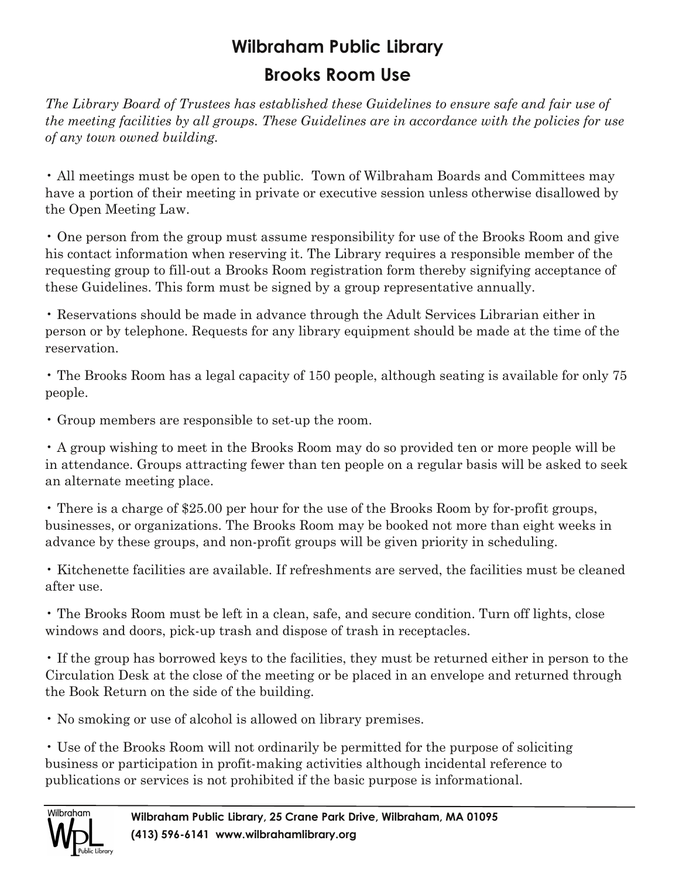# Wilbraham Public Library

## Brooks Room Use

*The Library Board of Trustees has established these Guidelines to ensure safe and fair use of the meeting facilities by all groups. These Guidelines are in accordance with the policies for use of any town owned building.*

- All meetings must be open to the public. Town of Wilbraham Boards and Committees may have a portion of their meeting in private or executive session unless otherwise disallowed by the Open Meeting Law.

- One person from the group must assume responsibility for use of the Brooks Room and give his contact information when reserving it. The Library requires a responsible member of the requesting group to fill-out a Brooks Room registration form thereby signifying acceptance of these Guidelines. This form must be signed by a group representative annually.

- Reservations should be made in advance through the Adult Services Librarian either in person or by telephone. Requests for any library equipment should be made at the time of the reservation.

- The Brooks Room has a legal capacity of 150 people, although seating is available for only 75 people.

- Group members are responsible to set-up the room.

- A group wishing to meet in the Brooks Room may do so provided ten or more people will be in attendance. Groups attracting fewer than ten people on a regular basis will be asked to seek an alternate meeting place.

- There is a charge of $25.00 per hour for the use of the Brooks Room by for-profit groups, businesses, or organizations. The Brooks Room may be booked not more than eight weeks in advance by these groups, and non-profit groups will be given priority in scheduling.

- Kitchenette facilities are available. If refreshments are served, the facilities must be cleaned after use.

- The Brooks Room must be left in a clean, safe, and secure condition. Turn off lights, close windows and doors, pick-up trash and dispose of trash in receptacles.

- If the group has borrowed keys to the facilities, they must be returned either in person to the Circulation Desk at the close of the meeting or be placed in an envelope and returned through the Book Return on the side of the building.

- No smoking or use of alcohol is allowed on library premises.

- Use of the Brooks Room will not ordinarily be permitted for the purpose of soliciting business or participation in profit-making activities although incidental reference to publications or services is not prohibited if the basic purpose is informational.

**Wilbraham Public Library, 25 Crane Park Drive, Wilbraham, MA 01095**
**(413) 596-6141 www.wilbrahamlibrary.org**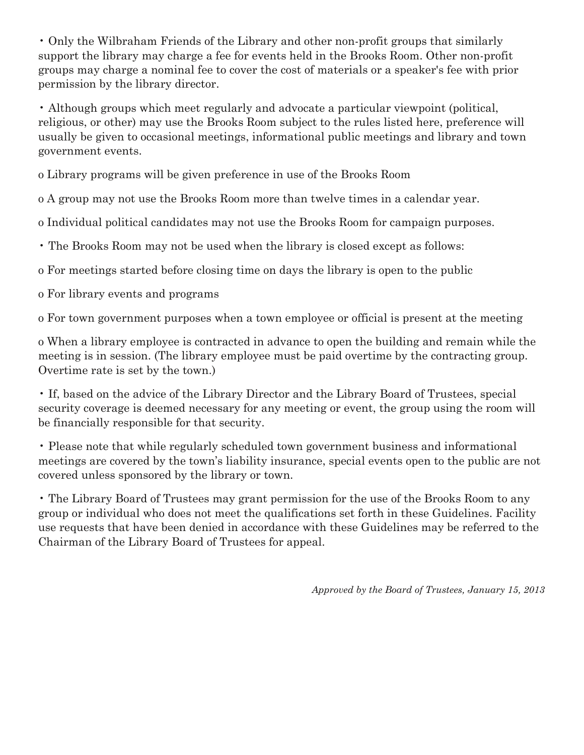- Only the Wilbraham Friends of the Library and other non-profit groups that similarly support the library may charge a fee for events held in the Brooks Room. Other non-profit groups may charge a nominal fee to cover the cost of materials or a speaker's fee with prior permission by the library director.

- Although groups which meet regularly and advocate a particular viewpoint (political, religious, or other) may use the Brooks Room subject to the rules listed here, preference will usually be given to occasional meetings, informational public meetings and library and town government events.

  - Library programs will be given preference in use of the Brooks Room
  - A group may not use the Brooks Room more than twelve times in a calendar year.
  - Individual political candidates may not use the Brooks Room for campaign purposes.

- The Brooks Room may not be used when the library is closed except as follows:

  - For meetings started before closing time on days the library is open to the public
  - For library events and programs
  - For town government purposes when a town employee or official is present at the meeting
  - When a library employee is contracted in advance to open the building and remain while the meeting is in session. (The library employee must be paid overtime by the contracting group. Overtime rate is set by the town.)

- If, based on the advice of the Library Director and the Library Board of Trustees, special security coverage is deemed necessary for any meeting or event, the group using the room will be financially responsible for that security.

- Please note that while regularly scheduled town government business and informational meetings are covered by the town's liability insurance, special events open to the public are not covered unless sponsored by the library or town.

- The Library Board of Trustees may grant permission for the use of the Brooks Room to any group or individual who does not meet the qualifications set forth in these Guidelines. Facility use requests that have been denied in accordance with these Guidelines may be referred to the Chairman of the Library Board of Trustees for appeal.

*Approved by the Board of Trustees, January 15, 2013*